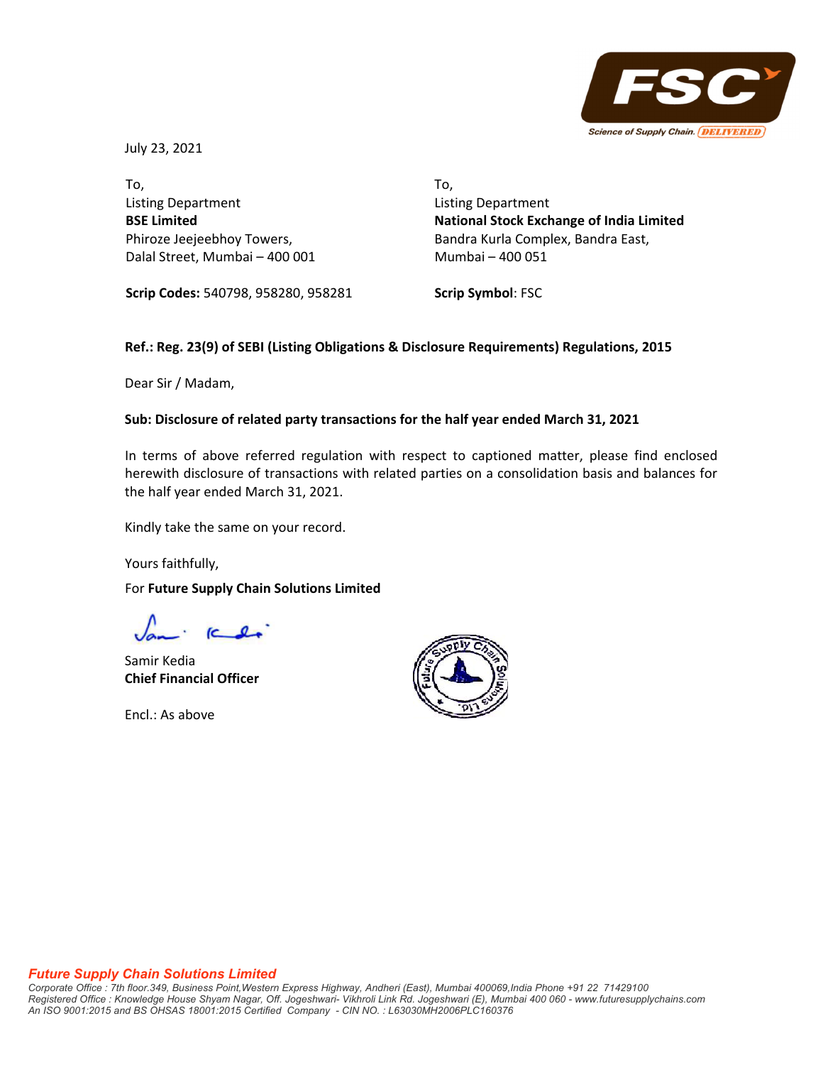July 23, 2021

To,
Listing Department
**BSE Limited**
Phiroze Jeejeebhoy Towers,
Dalal Street, Mumbai – 400 001

**Scrip Codes:** 540798, 958280, 958281

To,
Listing Department
**National Stock Exchange of India Limited**
Bandra Kurla Complex, Bandra East,
Mumbai – 400 051

**Scrip Symbol**: FSC

**Ref.: Reg. 23(9) of SEBI (Listing Obligations & Disclosure Requirements) Regulations, 2015**

Dear Sir / Madam,

**Sub: Disclosure of related party transactions for the half year ended March 31, 2021**

In terms of above referred regulation with respect to captioned matter, please find enclosed herewith disclosure of transactions with related parties on a consolidation basis and balances for the half year ended March 31, 2021.

Kindly take the same on your record.

Yours faithfully,

For **Future Supply Chain Solutions Limited**

Samir Kedia
**Chief Financial Officer**

Encl.: As above

***Future Supply Chain Solutions Limited***
*Corporate Office : 7th floor.349, Business Point,Western Express Highway, Andheri (East), Mumbai 400069,India Phone +91 22 71429100*
*Registered Office : Knowledge House Shyam Nagar, Off. Jogeshwari- Vikhroli Link Rd. Jogeshwari (E), Mumbai 400 060 - www.futuresupplychains.com*
*An ISO 9001:2015 and BS OHSAS 18001:2015 Certified Company - CIN NO. : L63030MH2006PLC160376*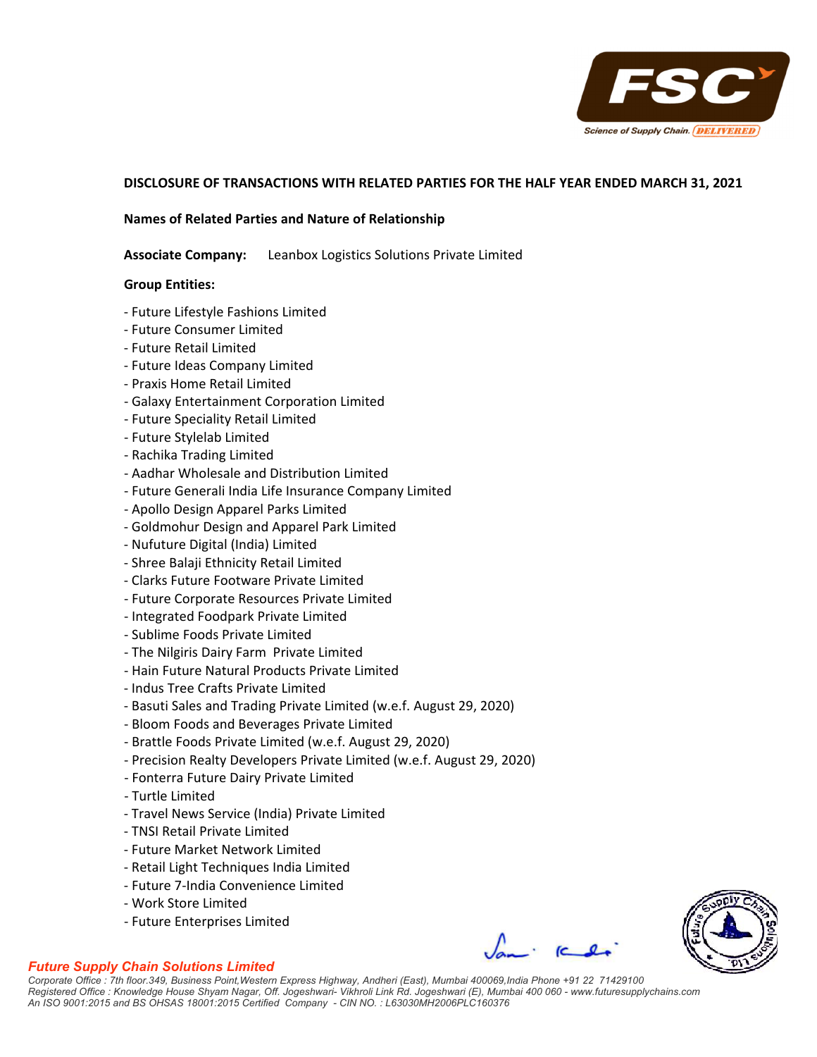**DISCLOSURE OF TRANSACTIONS WITH RELATED PARTIES FOR THE HALF YEAR ENDED MARCH 31, 2021**

**Names of Related Parties and Nature of Relationship**

**Associate Company:** Leanbox Logistics Solutions Private Limited

**Group Entities:**

- Future Lifestyle Fashions Limited
- Future Consumer Limited
- Future Retail Limited
- Future Ideas Company Limited
- Praxis Home Retail Limited
- Galaxy Entertainment Corporation Limited
- Future Speciality Retail Limited
- Future Stylelab Limited
- Rachika Trading Limited
- Aadhar Wholesale and Distribution Limited
- Future Generali India Life Insurance Company Limited
- Apollo Design Apparel Parks Limited
- Goldmohur Design and Apparel Park Limited
- Nufuture Digital (India) Limited
- Shree Balaji Ethnicity Retail Limited
- Clarks Future Footware Private Limited
- Future Corporate Resources Private Limited
- Integrated Foodpark Private Limited
- Sublime Foods Private Limited
- The Nilgiris Dairy Farm Private Limited
- Hain Future Natural Products Private Limited
- Indus Tree Crafts Private Limited
- Basuti Sales and Trading Private Limited (w.e.f. August 29, 2020)
- Bloom Foods and Beverages Private Limited
- Brattle Foods Private Limited (w.e.f. August 29, 2020)
- Precision Realty Developers Private Limited (w.e.f. August 29, 2020)
- Fonterra Future Dairy Private Limited
- Turtle Limited
- Travel News Service (India) Private Limited
- TNSI Retail Private Limited
- Future Market Network Limited
- Retail Light Techniques India Limited
- Future 7-India Convenience Limited
- Work Store Limited
- Future Enterprises Limited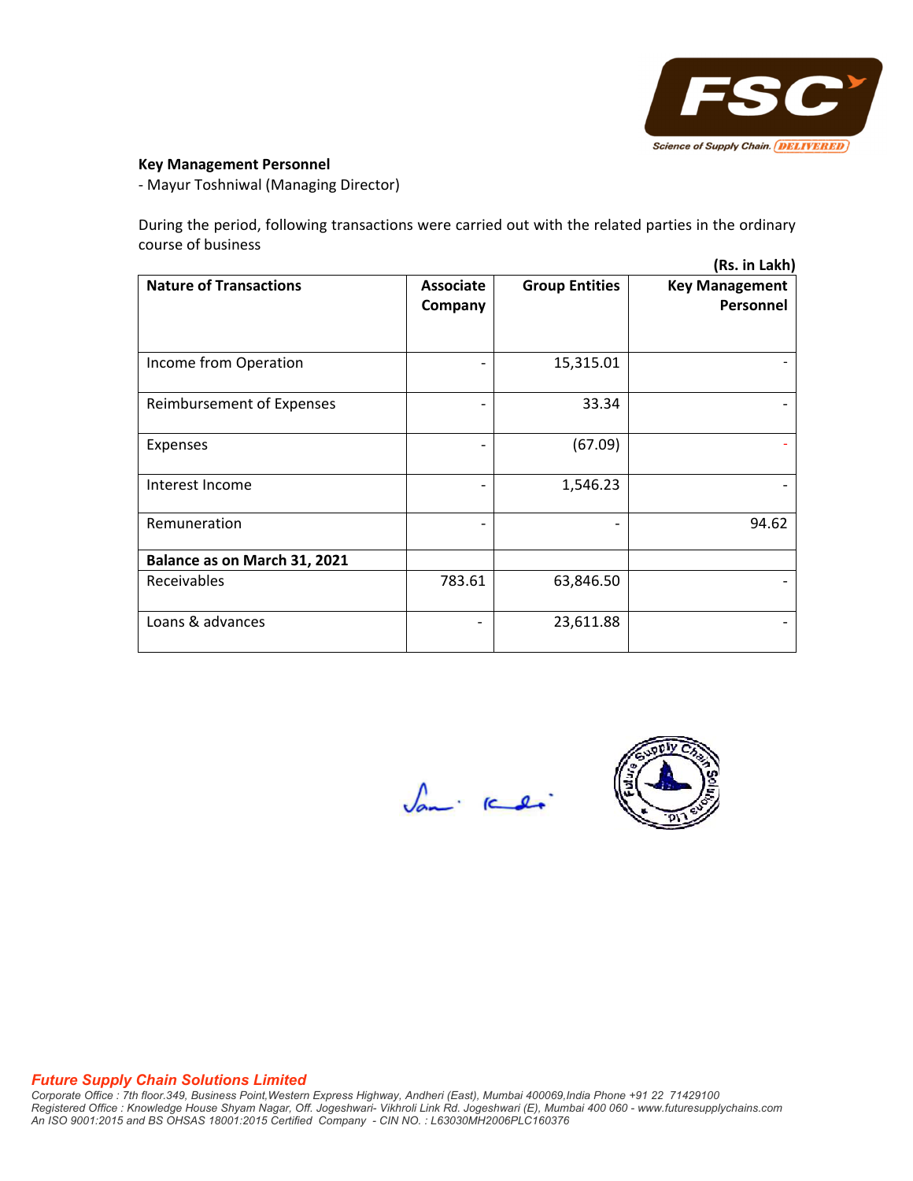**Key Management Personnel**

- Mayur Toshniwal (Managing Director)

During the period, following transactions were carried out with the related parties in the ordinary course of business

**(Rs. in Lakh)**

| Nature of Transactions | Associate Company | Group Entities | Key Management Personnel |
|---|---|---|---|
| Income from Operation | - | 15,315.01 | - |
| Reimbursement of Expenses | - | 33.34 | - |
| Expenses | - | (67.09) | - |
| Interest Income | - | 1,546.23 | - |
| Remuneration | - | - | 94.62 |
| **Balance as on March 31, 2021** | | | |
| Receivables | 783.61 | 63,846.50 | - |
| Loans & advances | - | 23,611.88 | - |

**Future Supply Chain Solutions Limited**

*Corporate Office : 7th floor.349, Business Point,Western Express Highway, Andheri (East), Mumbai 400069,India Phone +91 22 71429100*
*Registered Office : Knowledge House Shyam Nagar, Off. Jogeshwari- Vikhroli Link Rd. Jogeshwari (E), Mumbai 400 060 - www.futuresupplychains.com*
*An ISO 9001:2015 and BS OHSAS 18001:2015 Certified Company - CIN NO. : L63030MH2006PLC160376*